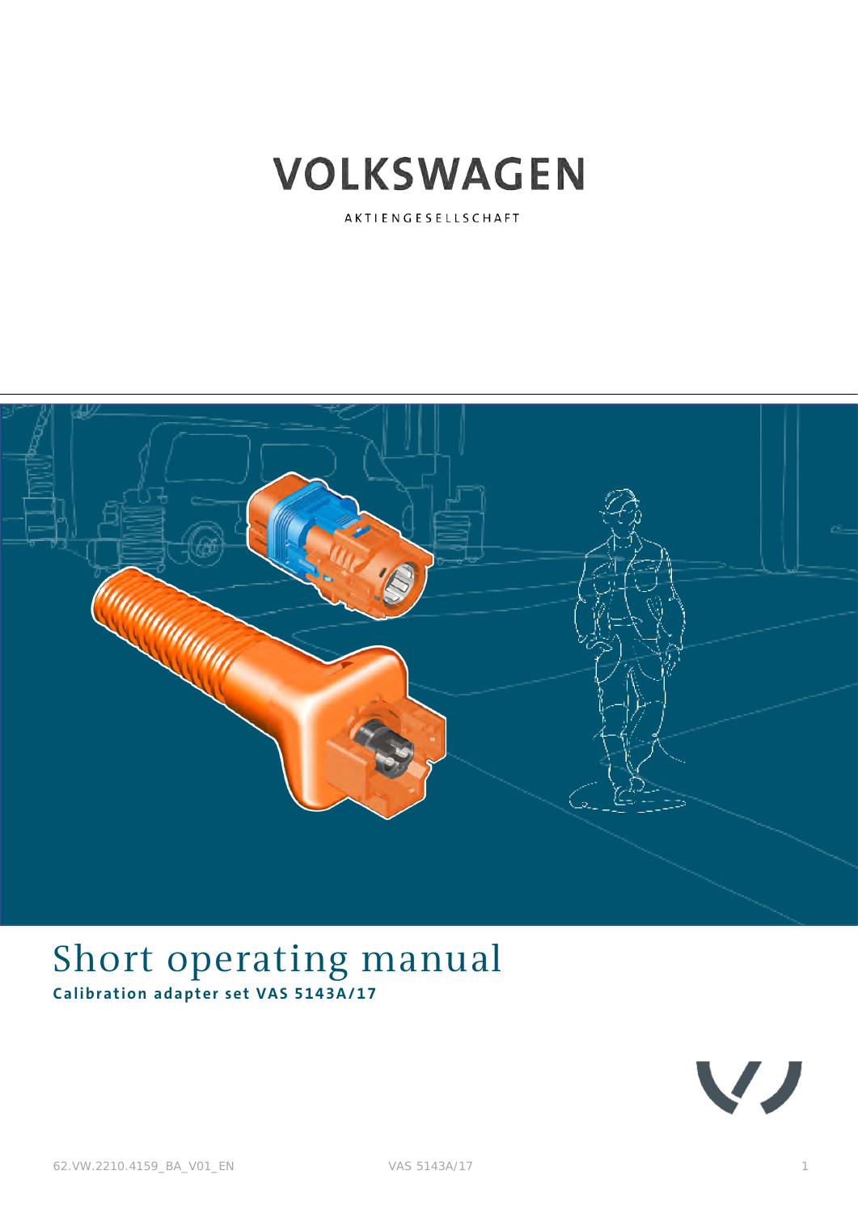VOLKSWAGEN

AKTIENGESELLSCHAFT

# Short operating manual

**Calibration adapter set VAS 5143A/17**

62.VW.2210.4159_BA_V01_EN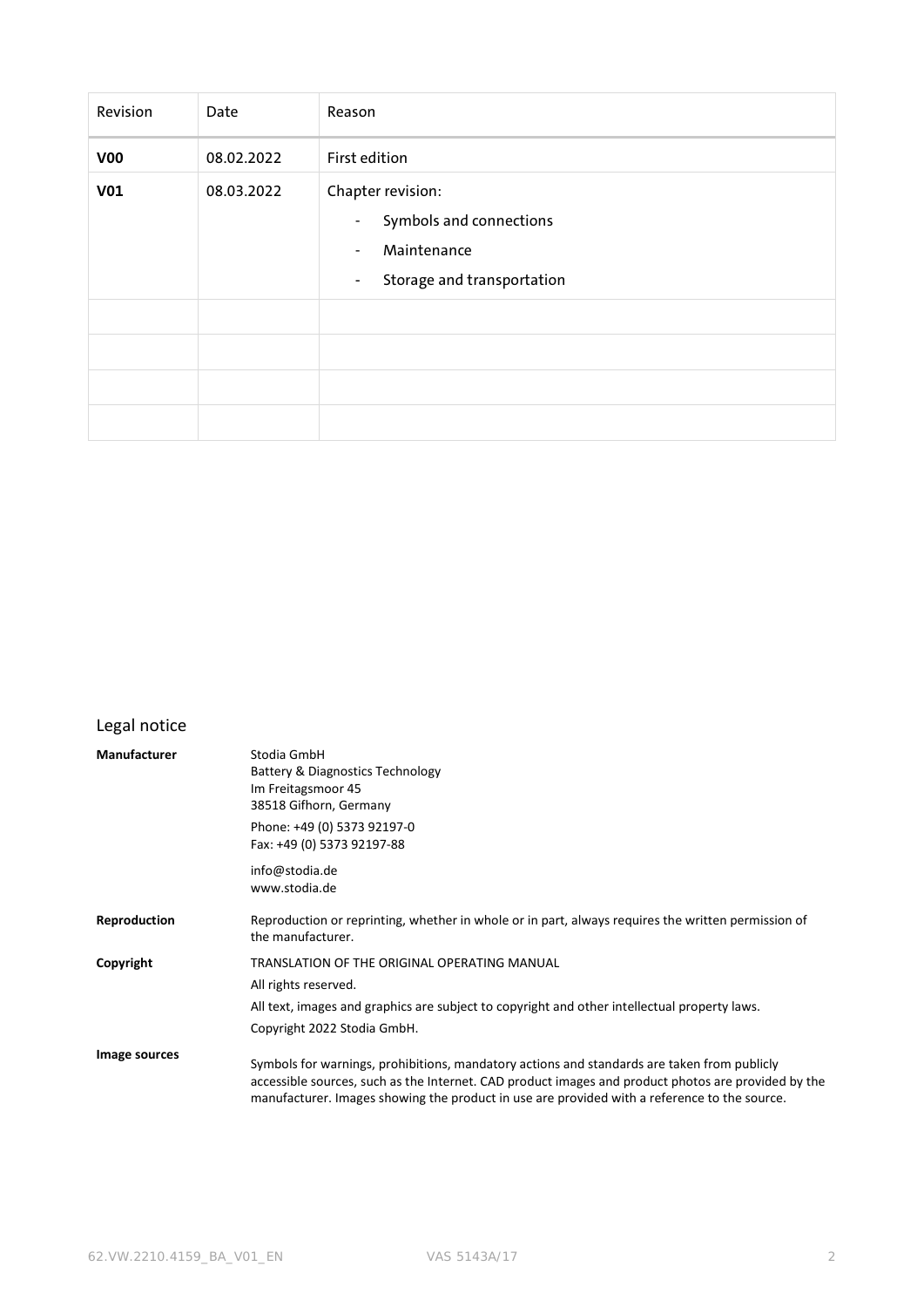| Revision | Date | Reason |
|---|---|---|
| **V00** | 08.02.2022 | First edition |
| **V01** | 08.03.2022 | Chapter revision:<br>- Symbols and connections<br>- Maintenance<br>- Storage and transportation |
| | | |
| | | |
| | | |
| | | |

## Legal notice

**Manufacturer**

Stodia GmbH
Battery & Diagnostics Technology
Im Freitagsmoor 45
38518 Gifhorn, Germany

Phone: +49 (0) 5373 92197-0
Fax: +49 (0) 5373 92197-88

info@stodia.de
www.stodia.de

**Reproduction**

Reproduction or reprinting, whether in whole or in part, always requires the written permission of the manufacturer.

**Copyright**

TRANSLATION OF THE ORIGINAL OPERATING MANUAL

All rights reserved.

All text, images and graphics are subject to copyright and other intellectual property laws.

Copyright 2022 Stodia GmbH.

**Image sources**

Symbols for warnings, prohibitions, mandatory actions and standards are taken from publicly accessible sources, such as the Internet. CAD product images and product photos are provided by the manufacturer. Images showing the product in use are provided with a reference to the source.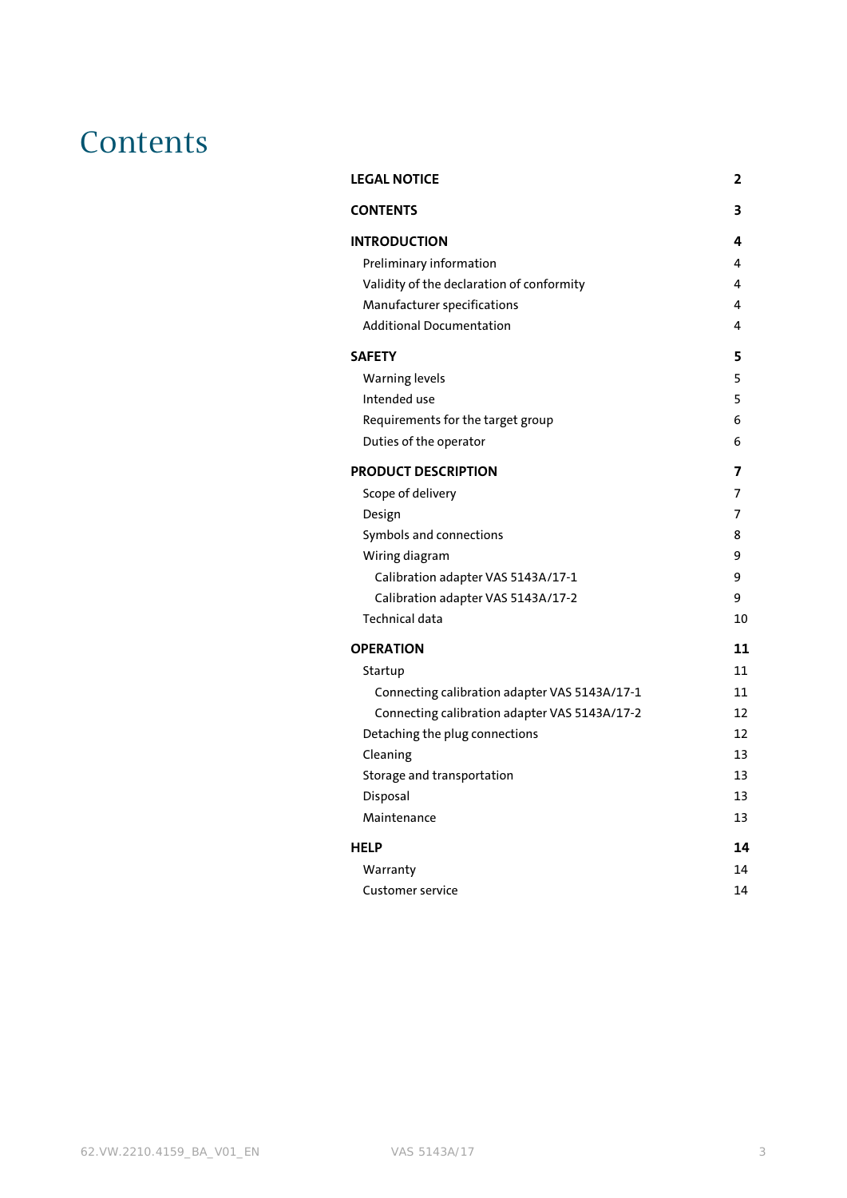# Contents

| | |
|---|---|
| **LEGAL NOTICE** | **2** |
| **CONTENTS** | **3** |
| **INTRODUCTION** | **4** |
| Preliminary information | 4 |
| Validity of the declaration of conformity | 4 |
| Manufacturer specifications | 4 |
| Additional Documentation | 4 |
| **SAFETY** | **5** |
| Warning levels | 5 |
| Intended use | 5 |
| Requirements for the target group | 6 |
| Duties of the operator | 6 |
| **PRODUCT DESCRIPTION** | **7** |
| Scope of delivery | 7 |
| Design | 7 |
| Symbols and connections | 8 |
| Wiring diagram | 9 |
| Calibration adapter VAS 5143A/17-1 | 9 |
| Calibration adapter VAS 5143A/17-2 | 9 |
| Technical data | 10 |
| **OPERATION** | **11** |
| Startup | 11 |
| Connecting calibration adapter VAS 5143A/17-1 | 11 |
| Connecting calibration adapter VAS 5143A/17-2 | 12 |
| Detaching the plug connections | 12 |
| Cleaning | 13 |
| Storage and transportation | 13 |
| Disposal | 13 |
| Maintenance | 13 |
| **HELP** | **14** |
| Warranty | 14 |
| Customer service | 14 |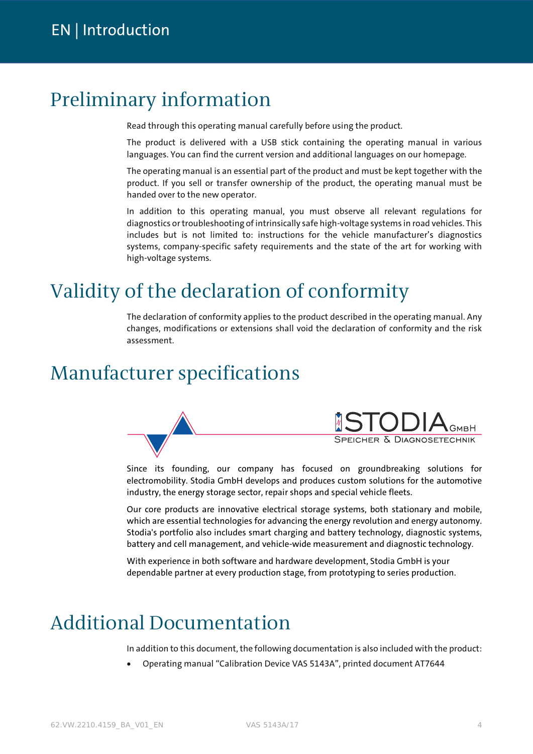# Preliminary information

Read through this operating manual carefully before using the product.

The product is delivered with a USB stick containing the operating manual in various languages. You can find the current version and additional languages on our homepage.

The operating manual is an essential part of the product and must be kept together with the product. If you sell or transfer ownership of the product, the operating manual must be handed over to the new operator.

In addition to this operating manual, you must observe all relevant regulations for diagnostics or troubleshooting of intrinsically safe high-voltage systems in road vehicles. This includes but is not limited to: instructions for the vehicle manufacturer's diagnostics systems, company-specific safety requirements and the state of the art for working with high-voltage systems.

# Validity of the declaration of conformity

The declaration of conformity applies to the product described in the operating manual. Any changes, modifications or extensions shall void the declaration of conformity and the risk assessment.

# Manufacturer specifications

STODIA GmbH
Speicher & Diagnosetechnik

Since its founding, our company has focused on groundbreaking solutions for electromobility. Stodia GmbH develops and produces custom solutions for the automotive industry, the energy storage sector, repair shops and special vehicle fleets.

Our core products are innovative electrical storage systems, both stationary and mobile, which are essential technologies for advancing the energy revolution and energy autonomy. Stodia's portfolio also includes smart charging and battery technology, diagnostic systems, battery and cell management, and vehicle-wide measurement and diagnostic technology.

With experience in both software and hardware development, Stodia GmbH is your dependable partner at every production stage, from prototyping to series production.

# Additional Documentation

In addition to this document, the following documentation is also included with the product:

- Operating manual "Calibration Device VAS 5143A", printed document AT7644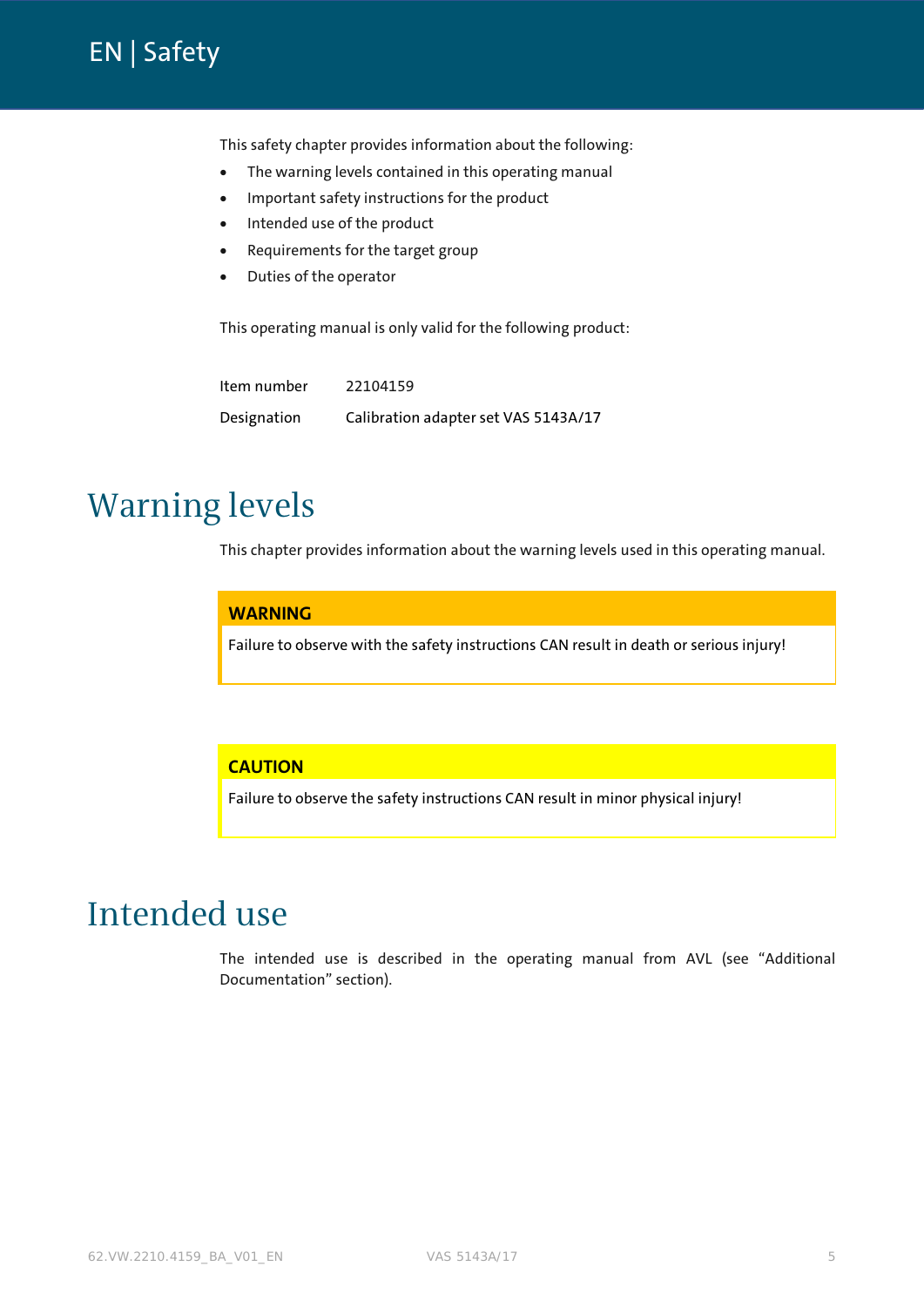# EN | Safety

This safety chapter provides information about the following:

- The warning levels contained in this operating manual
- Important safety instructions for the product
- Intended use of the product
- Requirements for the target group
- Duties of the operator

This operating manual is only valid for the following product:

| Item number | 22104159 |
| --- | --- |
| Designation | Calibration adapter set VAS 5143A/17 |

## Warning levels

This chapter provides information about the warning levels used in this operating manual.

**WARNING**

Failure to observe with the safety instructions CAN result in death or serious injury!

**CAUTION**

Failure to observe the safety instructions CAN result in minor physical injury!

## Intended use

The intended use is described in the operating manual from AVL (see "Additional Documentation" section).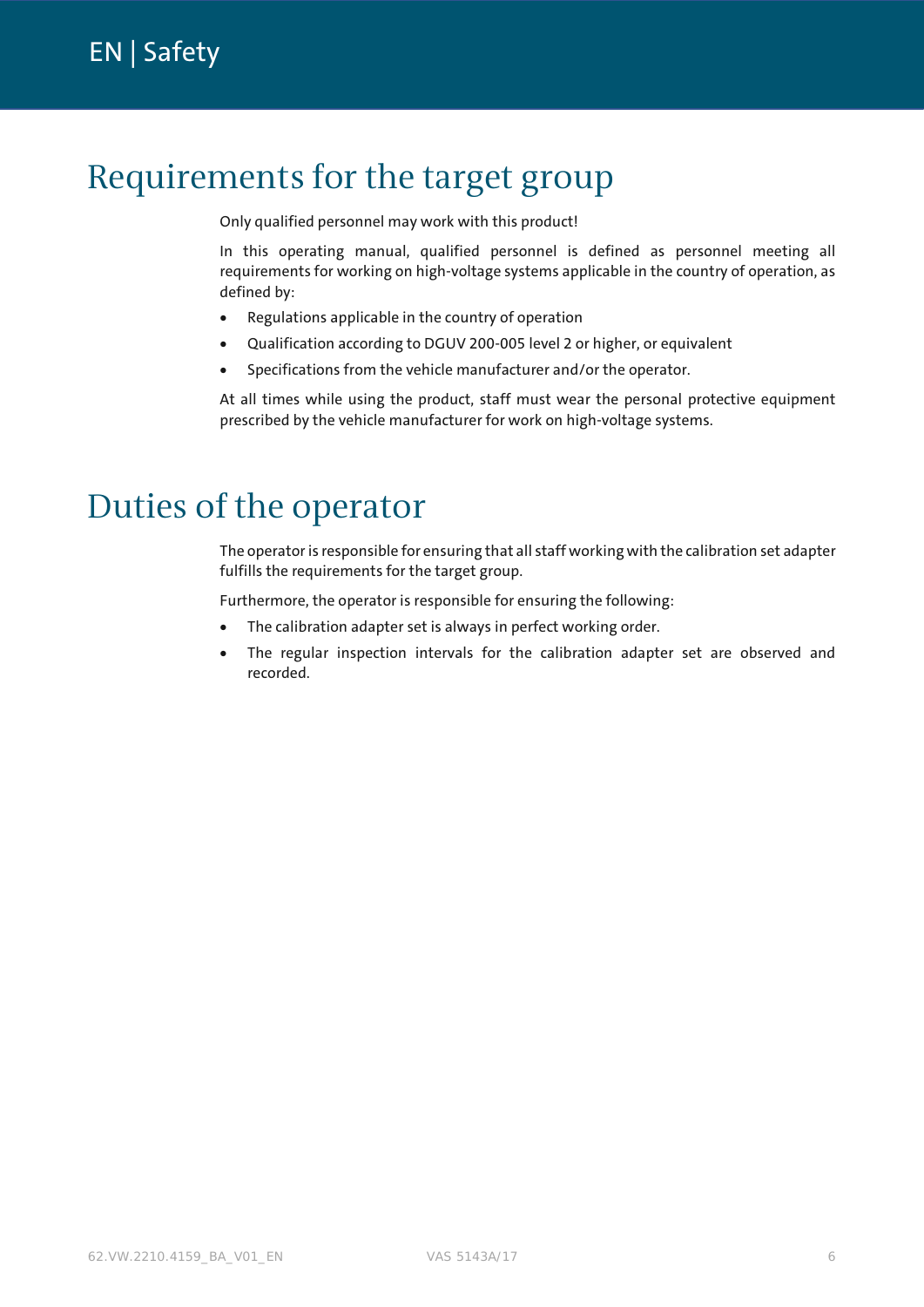# Requirements for the target group

Only qualified personnel may work with this product!

In this operating manual, qualified personnel is defined as personnel meeting all requirements for working on high-voltage systems applicable in the country of operation, as defined by:

- Regulations applicable in the country of operation
- Qualification according to DGUV 200-005 level 2 or higher, or equivalent
- Specifications from the vehicle manufacturer and/or the operator.

At all times while using the product, staff must wear the personal protective equipment prescribed by the vehicle manufacturer for work on high-voltage systems.

# Duties of the operator

The operator is responsible for ensuring that all staff working with the calibration set adapter fulfills the requirements for the target group.

Furthermore, the operator is responsible for ensuring the following:

- The calibration adapter set is always in perfect working order.
- The regular inspection intervals for the calibration adapter set are observed and recorded.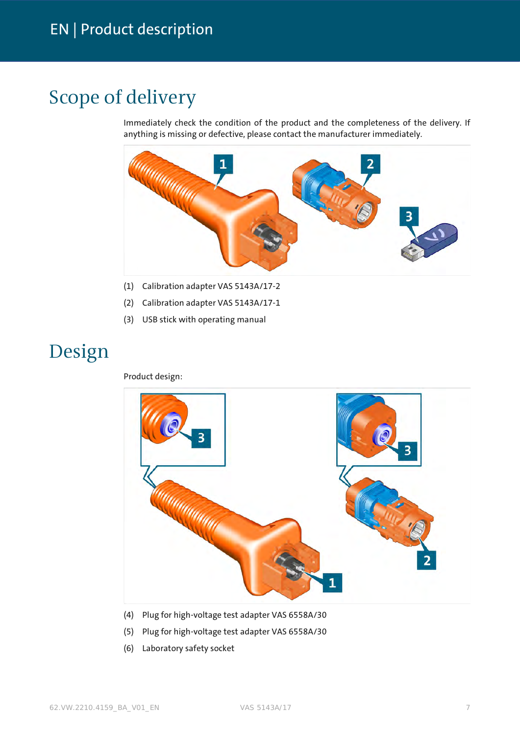# Scope of delivery

Immediately check the condition of the product and the completeness of the delivery. If anything is missing or defective, please contact the manufacturer immediately.

(1) Calibration adapter VAS 5143A/17-2

(2) Calibration adapter VAS 5143A/17-1

(3) USB stick with operating manual

# Design

Product design:

(4) Plug for high-voltage test adapter VAS 6558A/30

(5) Plug for high-voltage test adapter VAS 6558A/30

(6) Laboratory safety socket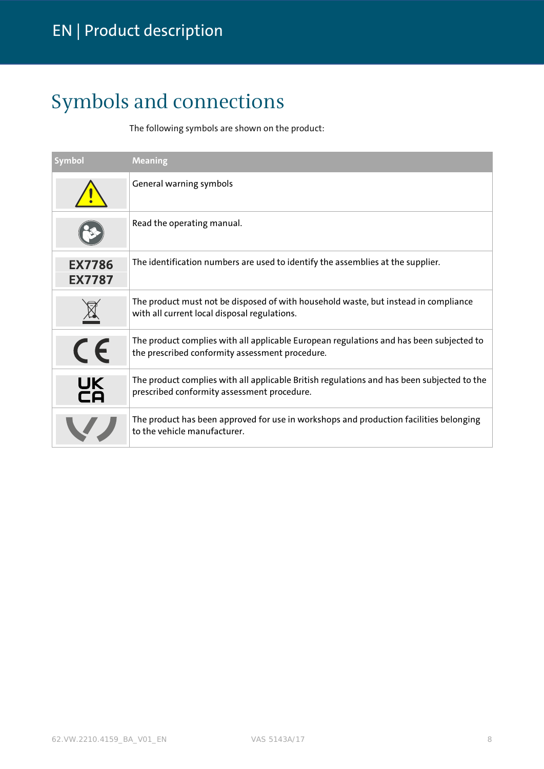# Symbols and connections

The following symbols are shown on the product:

| Symbol | Meaning |
|---|---|
| | General warning symbols |
| | Read the operating manual. |
| EX7786<br>EX7787 | The identification numbers are used to identify the assemblies at the supplier. |
| | The product must not be disposed of with household waste, but instead in compliance with all current local disposal regulations. |
| CE | The product complies with all applicable European regulations and has been subjected to the prescribed conformity assessment procedure. |
| UK CA | The product complies with all applicable British regulations and has been subjected to the prescribed conformity assessment procedure. |
| | The product has been approved for use in workshops and production facilities belonging to the vehicle manufacturer. |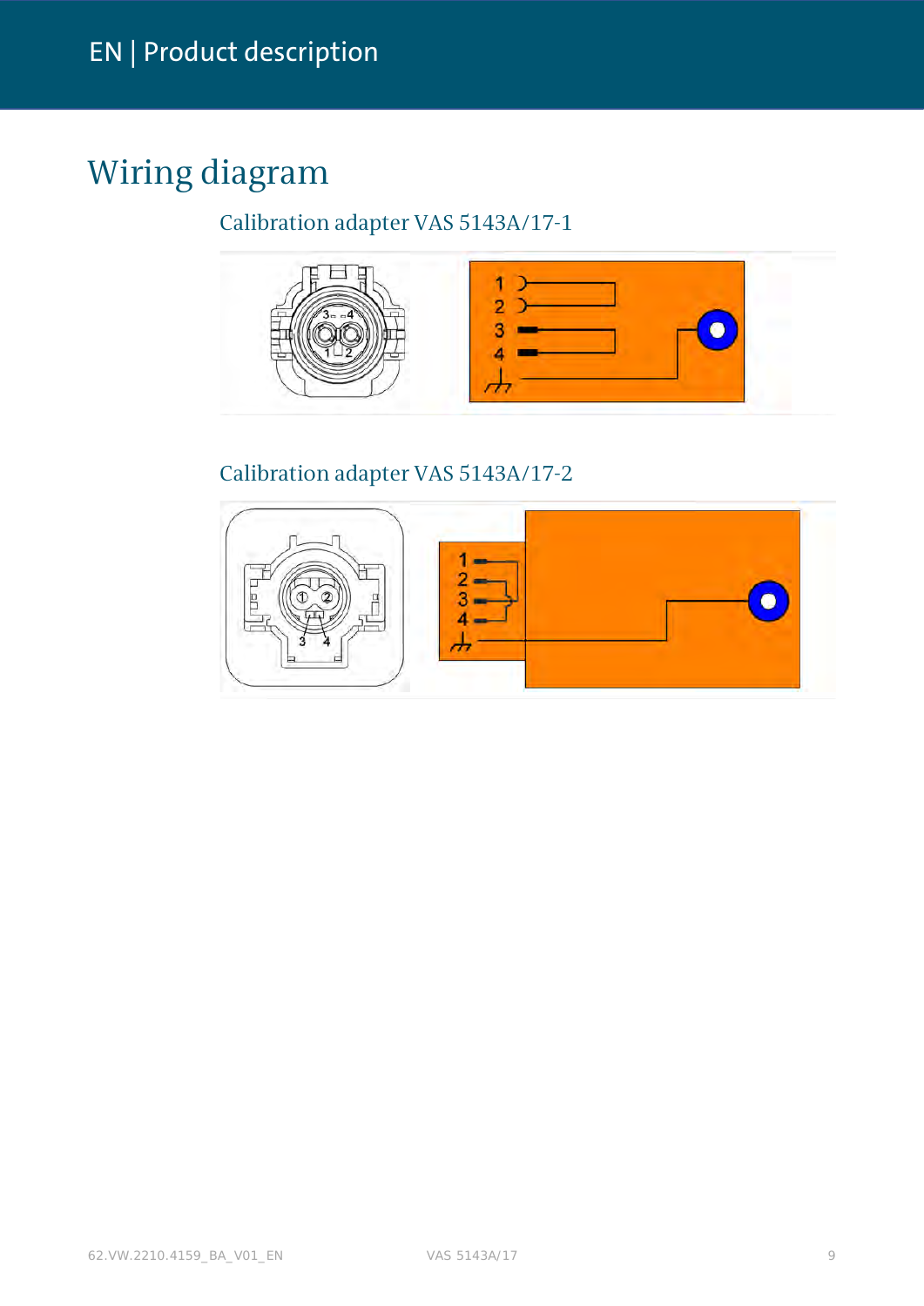# Wiring diagram

## Calibration adapter VAS 5143A/17-1

## Calibration adapter VAS 5143A/17-2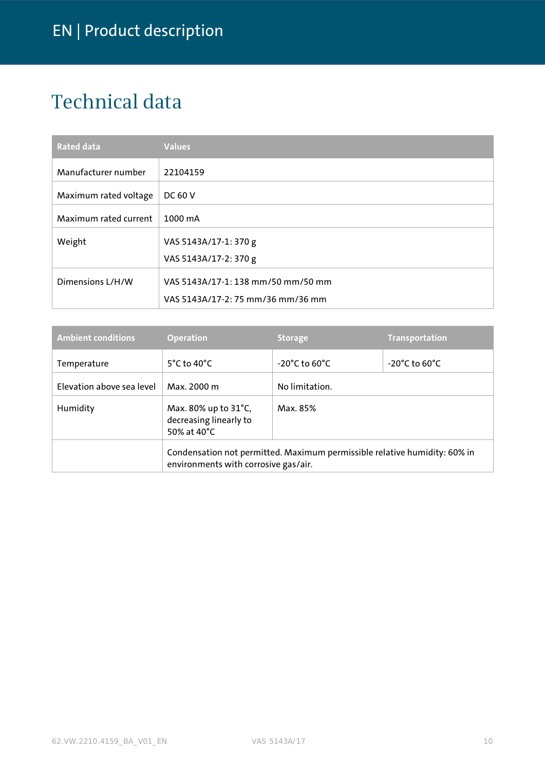# Technical data

| Rated data | Values |
|---|---|
| Manufacturer number | 22104159 |
| Maximum rated voltage | DC 60 V |
| Maximum rated current | 1000 mA |
| Weight | VAS 5143A/17-1: 370 g<br>VAS 5143A/17-2: 370 g |
| Dimensions L/H/W | VAS 5143A/17-1: 138 mm/50 mm/50 mm<br>VAS 5143A/17-2: 75 mm/36 mm/36 mm |

| Ambient conditions | Operation | Storage | Transportation |
|---|---|---|---|
| Temperature | 5°C to 40°C | -20°C to 60°C | -20°C to 60°C |
| Elevation above sea level | Max. 2000 m | No limitation. | |
| Humidity | Max. 80% up to 31°C, decreasing linearly to 50% at 40°C | Max. 85% | |
| | Condensation not permitted. Maximum permissible relative humidity: 60% in environments with corrosive gas/air. | | |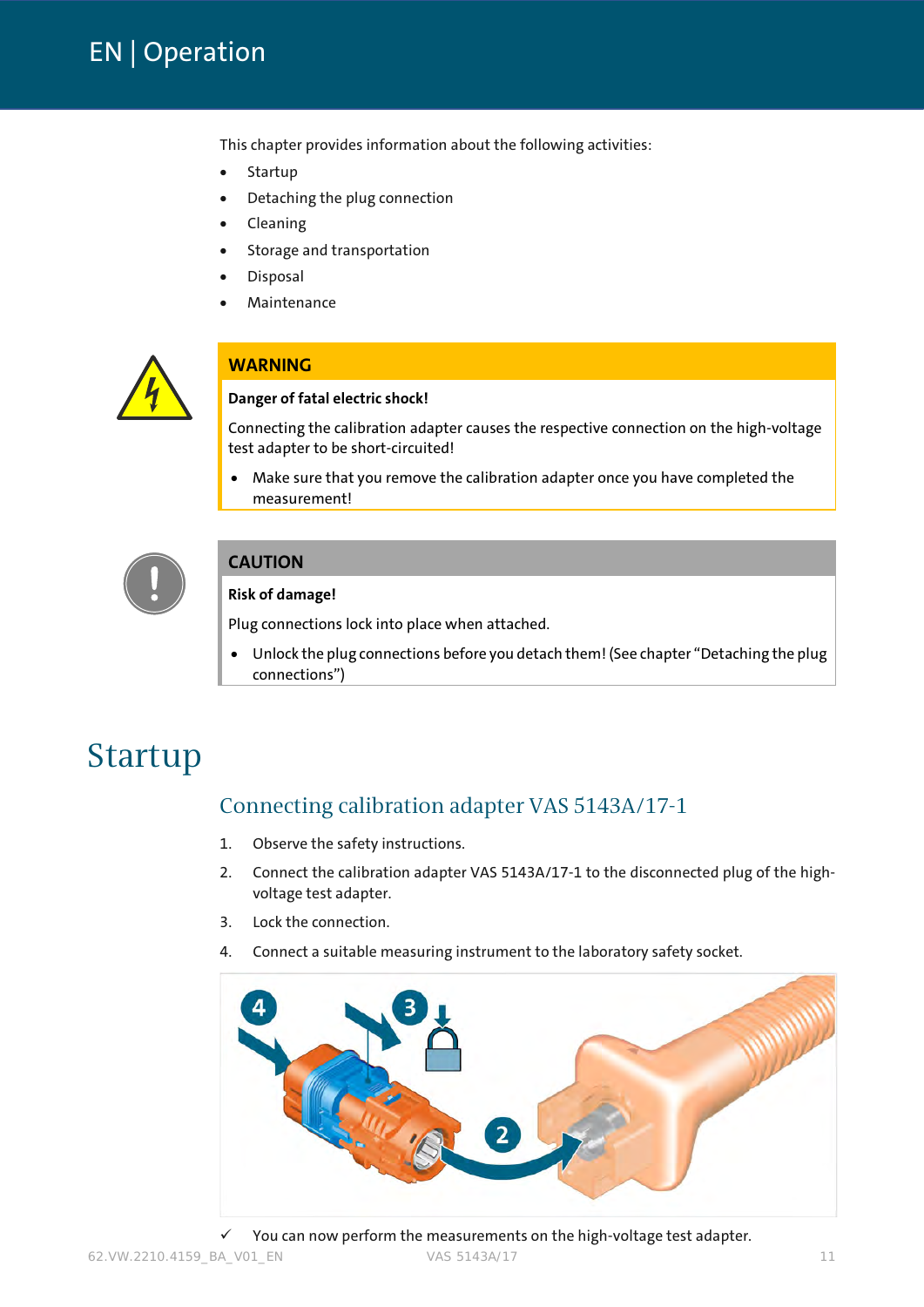# EN | Operation

This chapter provides information about the following activities:

- Startup
- Detaching the plug connection
- Cleaning
- Storage and transportation
- Disposal
- Maintenance

**WARNING**

**Danger of fatal electric shock!**

Connecting the calibration adapter causes the respective connection on the high-voltage test adapter to be short-circuited!

- Make sure that you remove the calibration adapter once you have completed the measurement!

**CAUTION**

**Risk of damage!**

Plug connections lock into place when attached.

- Unlock the plug connections before you detach them! (See chapter "Detaching the plug connections")

# Startup

## Connecting calibration adapter VAS 5143A/17-1

1. Observe the safety instructions.
2. Connect the calibration adapter VAS 5143A/17-1 to the disconnected plug of the high-voltage test adapter.
3. Lock the connection.
4. Connect a suitable measuring instrument to the laboratory safety socket.

✓ You can now perform the measurements on the high-voltage test adapter.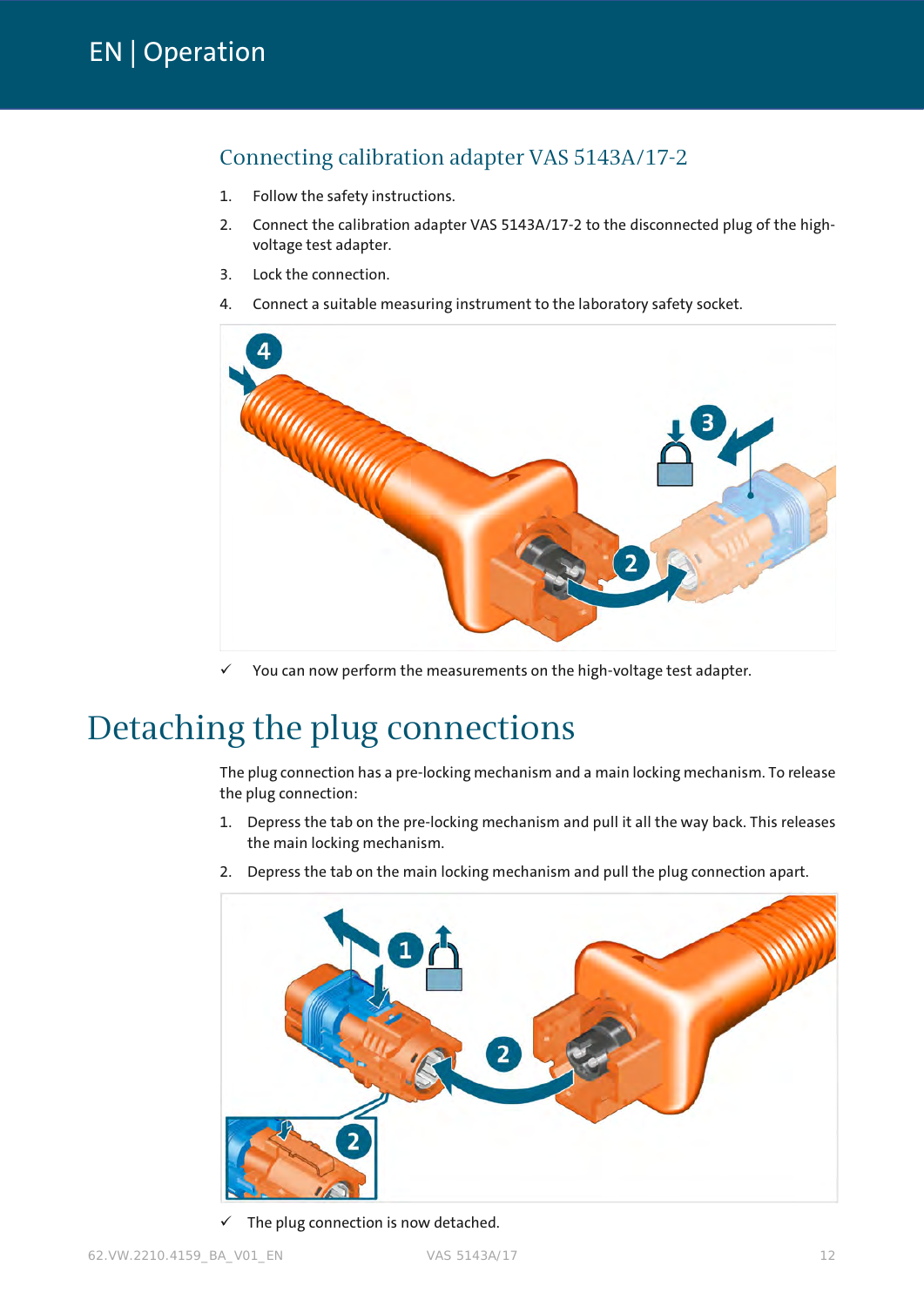### Connecting calibration adapter VAS 5143A/17-2

1. Follow the safety instructions.
2. Connect the calibration adapter VAS 5143A/17-2 to the disconnected plug of the high-voltage test adapter.
3. Lock the connection.
4. Connect a suitable measuring instrument to the laboratory safety socket.

✓ You can now perform the measurements on the high-voltage test adapter.

# Detaching the plug connections

The plug connection has a pre-locking mechanism and a main locking mechanism. To release the plug connection:

1. Depress the tab on the pre-locking mechanism and pull it all the way back. This releases the main locking mechanism.
2. Depress the tab on the main locking mechanism and pull the plug connection apart.

✓ The plug connection is now detached.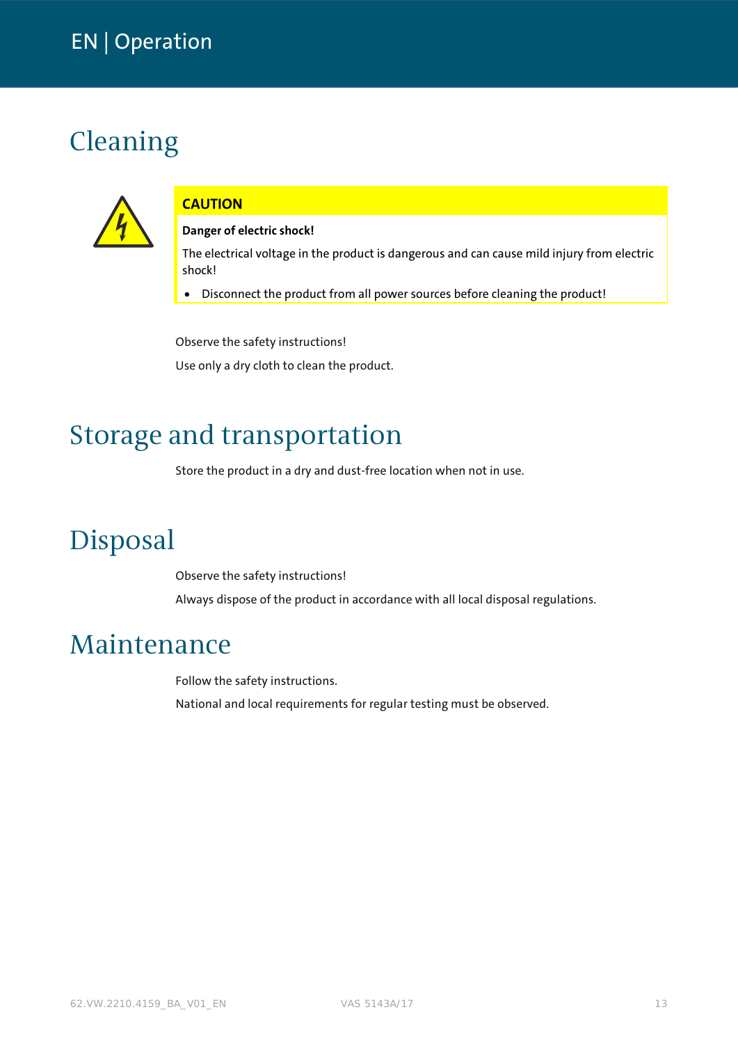# Cleaning

**CAUTION**

**Danger of electric shock!**

The electrical voltage in the product is dangerous and can cause mild injury from electric shock!

- Disconnect the product from all power sources before cleaning the product!

Observe the safety instructions!

Use only a dry cloth to clean the product.

# Storage and transportation

Store the product in a dry and dust-free location when not in use.

# Disposal

Observe the safety instructions!

Always dispose of the product in accordance with all local disposal regulations.

# Maintenance

Follow the safety instructions.

National and local requirements for regular testing must be observed.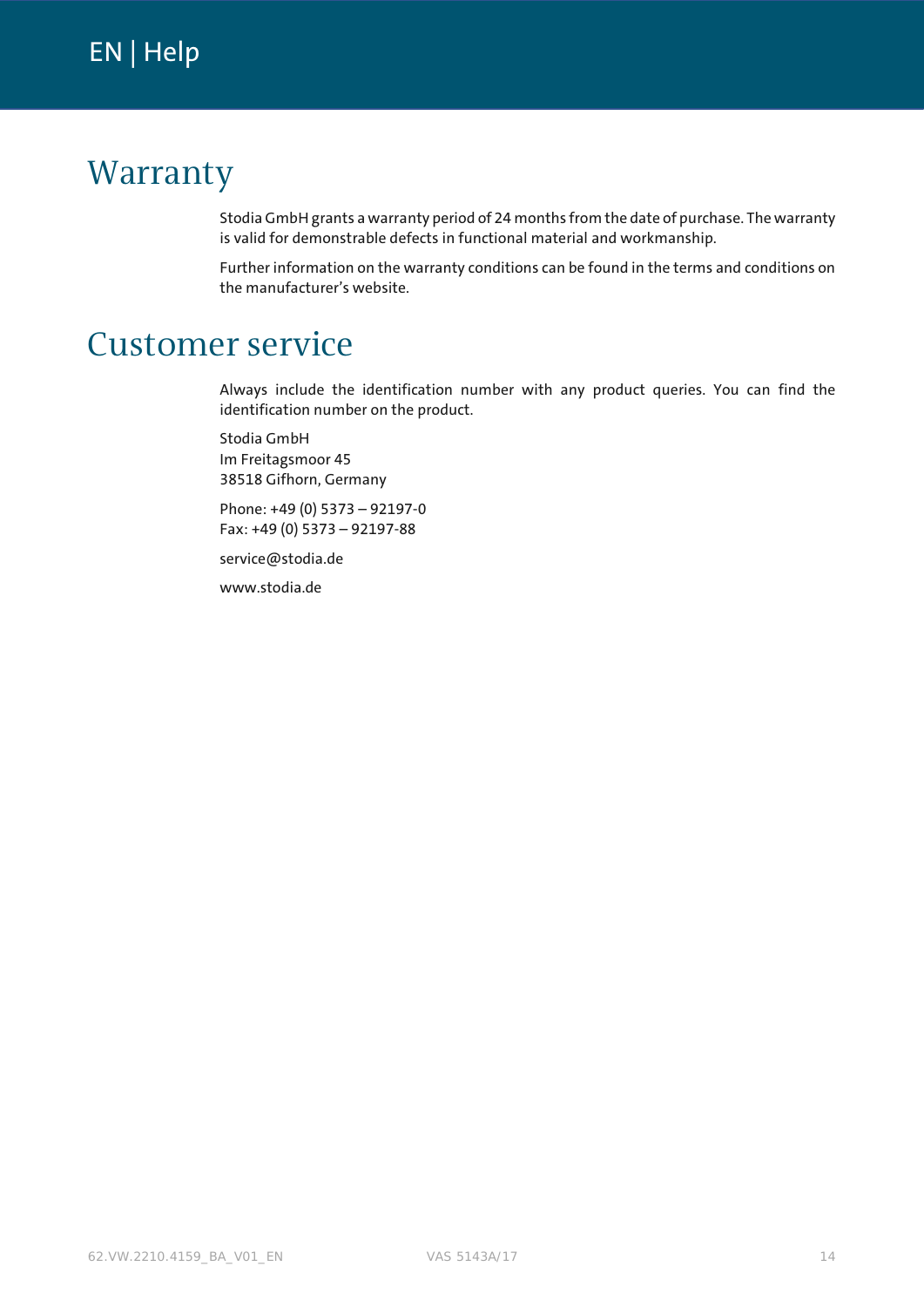# Warranty

Stodia GmbH grants a warranty period of 24 months from the date of purchase. The warranty is valid for demonstrable defects in functional material and workmanship.

Further information on the warranty conditions can be found in the terms and conditions on the manufacturer's website.

# Customer service

Always include the identification number with any product queries. You can find the identification number on the product.

Stodia GmbH
Im Freitagsmoor 45
38518 Gifhorn, Germany

Phone: +49 (0) 5373 – 92197-0
Fax: +49 (0) 5373 – 92197-88

service@stodia.de

www.stodia.de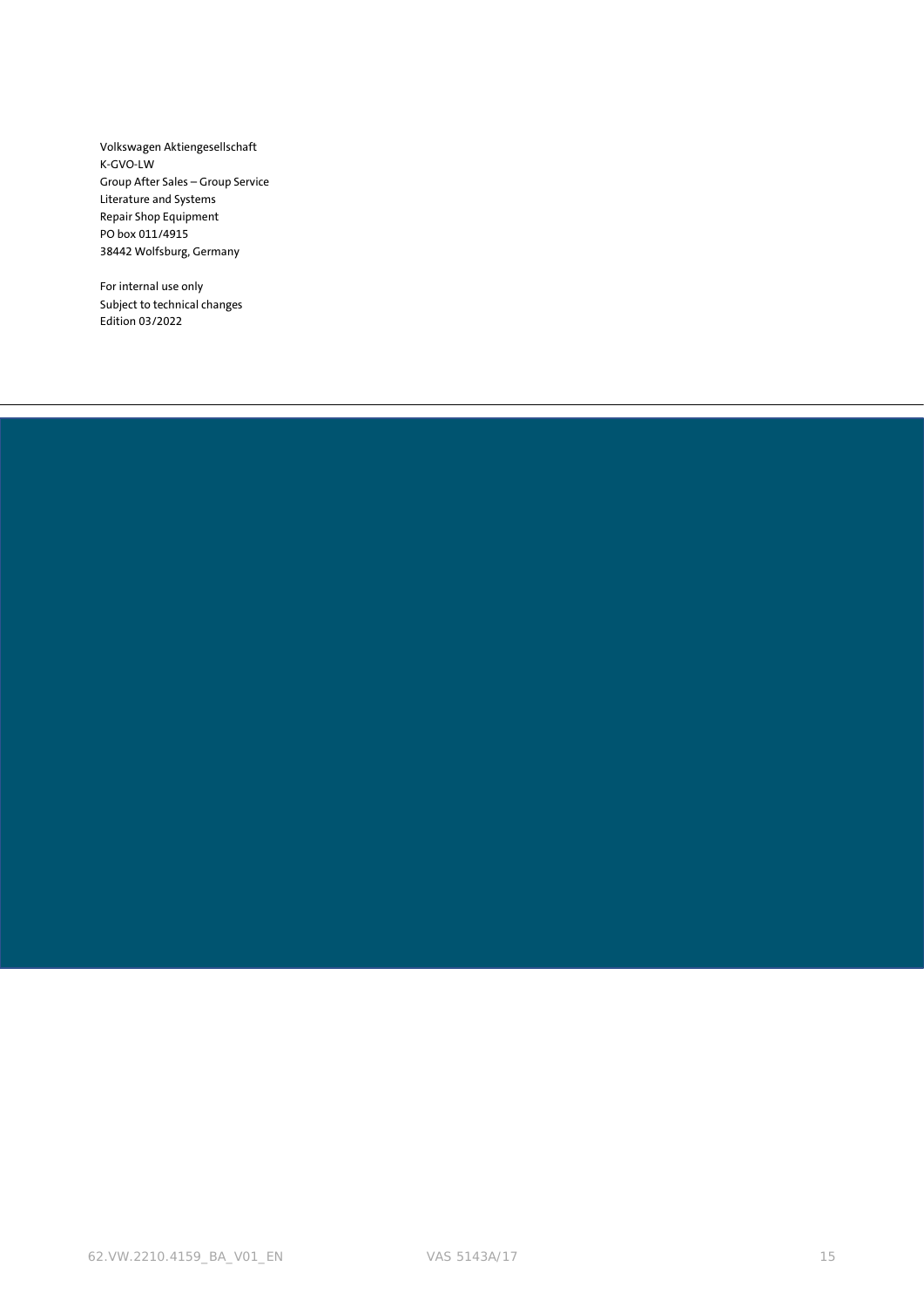Volkswagen Aktiengesellschaft
K-GVO-LW
Group After Sales – Group Service
Literature and Systems
Repair Shop Equipment
PO box 011/4915
38442 Wolfsburg, Germany

For internal use only
Subject to technical changes
Edition 03/2022